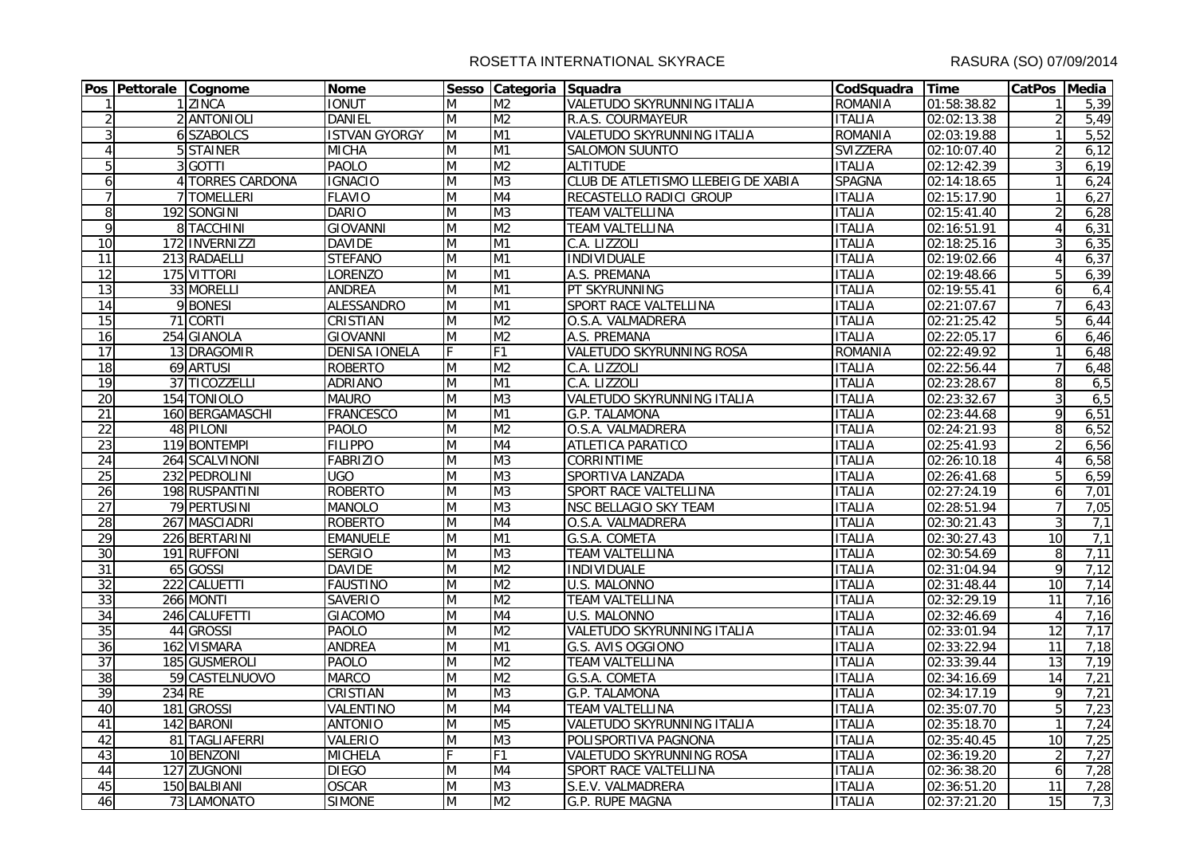ROSETTA INTERNATIONAL SKYRACE — RASURA (SO) 07/09/2014

| Pos | Pettorale | Cognome | Nome | Sesso | Categoria | Squadra | CodSquadra | Time | CatPos | Media |
|---|---|---|---|---|---|---|---|---|---|---|
| 1 | 1 | ZINCA | IONUT | M | M2 | VALETUDO SKYRUNNING ITALIA | ROMANIA | 01:58:38.82 | 1 | 5,39 |
| 2 | 2 | ANTONIOLI | DANIEL | M | M2 | R.A.S. COURMAYEUR | ITALIA | 02:02:13.38 | 2 | 5,49 |
| 3 | 6 | SZABOLCS | ISTVAN GYORGY | M | M1 | VALETUDO SKYRUNNING ITALIA | ROMANIA | 02:03:19.88 | 1 | 5,52 |
| 4 | 5 | STAINER | MICHA | M | M1 | SALOMON SUUNTO | SVIZZERA | 02:10:07.40 | 2 | 6,12 |
| 5 | 3 | GOTTI | PAOLO | M | M2 | ALTITUDE | ITALIA | 02:12:42.39 | 3 | 6,19 |
| 6 | 4 | TORRES CARDONA | IGNACIO | M | M3 | CLUB DE ATLETISMO LLEBEIG DE XABIA | SPAGNA | 02:14:18.65 | 1 | 6,24 |
| 7 | 7 | TOMELLERI | FLAVIO | M | M4 | RECASTELLO RADICI GROUP | ITALIA | 02:15:17.90 | 1 | 6,27 |
| 8 | 192 | SONGINI | DARIO | M | M3 | TEAM VALTELLINA | ITALIA | 02:15:41.40 | 2 | 6,28 |
| 9 | 8 | TACCHINI | GIOVANNI | M | M2 | TEAM VALTELLINA | ITALIA | 02:16:51.91 | 4 | 6,31 |
| 10 | 172 | INVERNIZZI | DAVIDE | M | M1 | C.A. LIZZOLI | ITALIA | 02:18:25.16 | 3 | 6,35 |
| 11 | 213 | RADAELLI | STEFANO | M | M1 | INDIVIDUALE | ITALIA | 02:19:02.66 | 4 | 6,37 |
| 12 | 175 | VITTORI | LORENZO | M | M1 | A.S. PREMANA | ITALIA | 02:19:48.66 | 5 | 6,39 |
| 13 | 33 | MORELLI | ANDREA | M | M1 | PT SKYRUNNING | ITALIA | 02:19:55.41 | 6 | 6,4 |
| 14 | 9 | BONESI | ALESSANDRO | M | M1 | SPORT RACE VALTELLINA | ITALIA | 02:21:07.67 | 7 | 6,43 |
| 15 | 71 | CORTI | CRISTIAN | M | M2 | O.S.A. VALMADRERA | ITALIA | 02:21:25.42 | 5 | 6,44 |
| 16 | 254 | GIANOLA | GIOVANNI | M | M2 | A.S. PREMANA | ITALIA | 02:22:05.17 | 6 | 6,46 |
| 17 | 13 | DRAGOMIR | DENISA IONELA | F | F1 | VALETUDO SKYRUNNING ROSA | ROMANIA | 02:22:49.92 | 1 | 6,48 |
| 18 | 69 | ARTUSI | ROBERTO | M | M2 | C.A. LIZZOLI | ITALIA | 02:22:56.44 | 7 | 6,48 |
| 19 | 37 | TICOZZELLI | ADRIANO | M | M1 | C.A. LIZZOLI | ITALIA | 02:23:28.67 | 8 | 6,5 |
| 20 | 154 | TONIOLO | MAURO | M | M3 | VALETUDO SKYRUNNING ITALIA | ITALIA | 02:23:32.67 | 3 | 6,5 |
| 21 | 160 | BERGAMASCHI | FRANCESCO | M | M1 | G.P. TALAMONA | ITALIA | 02:23:44.68 | 9 | 6,51 |
| 22 | 48 | PILONI | PAOLO | M | M2 | O.S.A. VALMADRERA | ITALIA | 02:24:21.93 | 8 | 6,52 |
| 23 | 119 | BONTEMPI | FILIPPO | M | M4 | ATLETICA PARATICO | ITALIA | 02:25:41.93 | 2 | 6,56 |
| 24 | 264 | SCALVINONI | FABRIZIO | M | M3 | CORRINTIME | ITALIA | 02:26:10.18 | 4 | 6,58 |
| 25 | 232 | PEDROLINI | UGO | M | M3 | SPORTIVA LANZADA | ITALIA | 02:26:41.68 | 5 | 6,59 |
| 26 | 198 | RUSPANTINI | ROBERTO | M | M3 | SPORT RACE VALTELLINA | ITALIA | 02:27:24.19 | 6 | 7,01 |
| 27 | 79 | PERTUSINI | MANOLO | M | M3 | NSC BELLAGIO SKY TEAM | ITALIA | 02:28:51.94 | 7 | 7,05 |
| 28 | 267 | MASCIADRI | ROBERTO | M | M4 | O.S.A. VALMADRERA | ITALIA | 02:30:21.43 | 3 | 7,1 |
| 29 | 226 | BERTARINI | EMANUELE | M | M1 | G.S.A. COMETA | ITALIA | 02:30:27.43 | 10 | 7,1 |
| 30 | 191 | RUFFONI | SERGIO | M | M3 | TEAM VALTELLINA | ITALIA | 02:30:54.69 | 8 | 7,11 |
| 31 | 65 | GOSSI | DAVIDE | M | M2 | INDIVIDUALE | ITALIA | 02:31:04.94 | 9 | 7,12 |
| 32 | 222 | CALUETTI | FAUSTINO | M | M2 | U.S. MALONNO | ITALIA | 02:31:48.44 | 10 | 7,14 |
| 33 | 266 | MONTI | SAVERIO | M | M2 | TEAM VALTELLINA | ITALIA | 02:32:29.19 | 11 | 7,16 |
| 34 | 246 | CALUFETTI | GIACOMO | M | M4 | U.S. MALONNO | ITALIA | 02:32:46.69 | 4 | 7,16 |
| 35 | 44 | GROSSI | PAOLO | M | M2 | VALETUDO SKYRUNNING ITALIA | ITALIA | 02:33:01.94 | 12 | 7,17 |
| 36 | 162 | VISMARA | ANDREA | M | M1 | G.S. AVIS OGGIONO | ITALIA | 02:33:22.94 | 11 | 7,18 |
| 37 | 185 | GUSMEROLI | PAOLO | M | M2 | TEAM VALTELLINA | ITALIA | 02:33:39.44 | 13 | 7,19 |
| 38 | 59 | CASTELNUOVO | MARCO | M | M2 | G.S.A. COMETA | ITALIA | 02:34:16.69 | 14 | 7,21 |
| 39 | 234 | RE | CRISTIAN | M | M3 | G.P. TALAMONA | ITALIA | 02:34:17.19 | 9 | 7,21 |
| 40 | 181 | GROSSI | VALENTINO | M | M4 | TEAM VALTELLINA | ITALIA | 02:35:07.70 | 5 | 7,23 |
| 41 | 142 | BARONI | ANTONIO | M | M5 | VALETUDO SKYRUNNING ITALIA | ITALIA | 02:35:18.70 | 1 | 7,24 |
| 42 | 81 | TAGLIAFERRI | VALERIO | M | M3 | POLISPORTIVA PAGNONA | ITALIA | 02:35:40.45 | 10 | 7,25 |
| 43 | 10 | BENZONI | MICHELA | F | F1 | VALETUDO SKYRUNNING ROSA | ITALIA | 02:36:19.20 | 2 | 7,27 |
| 44 | 127 | ZUGNONI | DIEGO | M | M4 | SPORT RACE VALTELLINA | ITALIA | 02:36:38.20 | 6 | 7,28 |
| 45 | 150 | BALBIANI | OSCAR | M | M3 | S.E.V. VALMADRERA | ITALIA | 02:36:51.20 | 11 | 7,28 |
| 46 | 73 | LAMONATO | SIMONE | M | M2 | G.P. RUPE MAGNA | ITALIA | 02:37:21.20 | 15 | 7,3 |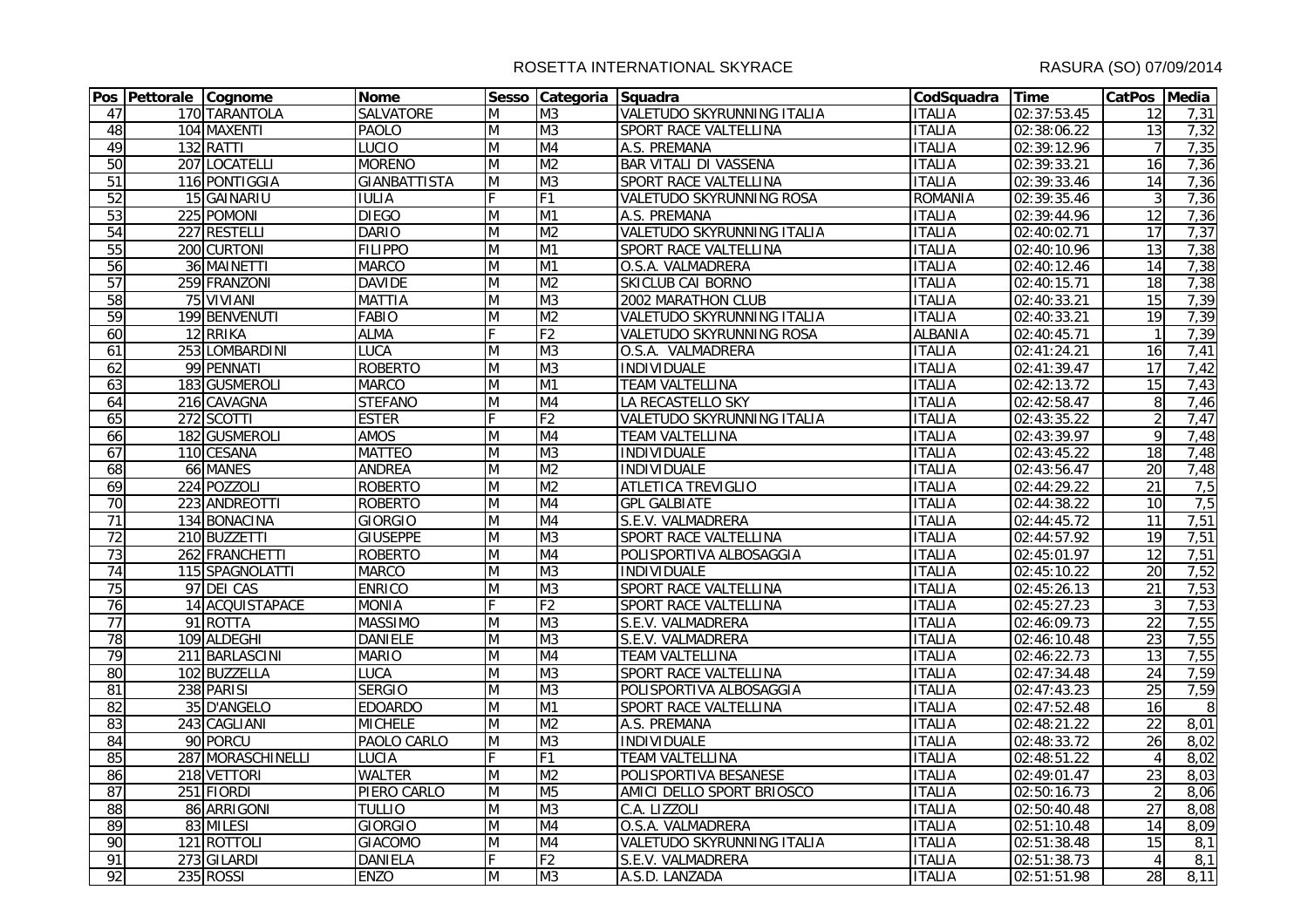ROSETTA INTERNATIONAL SKYRACE RASURA (SO) 07/09/2014

| Pos | Pettorale | Cognome | Nome | Sesso | Categoria | Squadra | CodSquadra | Time | CatPos | Media |
|---|---|---|---|---|---|---|---|---|---|---|
| 47 | 170 | TARANTOLA | SALVATORE | M | M3 | VALETUDO SKYRUNNING ITALIA | ITALIA | 02:37:53.45 | 12 | 7,31 |
| 48 | 104 | MAXENTI | PAOLO | M | M3 | SPORT RACE VALTELLINA | ITALIA | 02:38:06.22 | 13 | 7,32 |
| 49 | 132 | RATTI | LUCIO | M | M4 | A.S. PREMANA | ITALIA | 02:39:12.96 | 7 | 7,35 |
| 50 | 207 | LOCATELLI | MORENO | M | M2 | BAR VITALI DI VASSENA | ITALIA | 02:39:33.21 | 16 | 7,36 |
| 51 | 116 | PONTIGGIA | GIANBATTISTA | M | M3 | SPORT RACE VALTELLINA | ITALIA | 02:39:33.46 | 14 | 7,36 |
| 52 | 15 | GAINARIU | IULIA | F | F1 | VALETUDO SKYRUNNING ROSA | ROMANIA | 02:39:35.46 | 3 | 7,36 |
| 53 | 225 | POMONI | DIEGO | M | M1 | A.S. PREMANA | ITALIA | 02:39:44.96 | 12 | 7,36 |
| 54 | 227 | RESTELLI | DARIO | M | M2 | VALETUDO SKYRUNNING ITALIA | ITALIA | 02:40:02.71 | 17 | 7,37 |
| 55 | 200 | CURTONI | FILIPPO | M | M1 | SPORT RACE VALTELLINA | ITALIA | 02:40:10.96 | 13 | 7,38 |
| 56 | 36 | MAINETTI | MARCO | M | M1 | O.S.A. VALMADRERA | ITALIA | 02:40:12.46 | 14 | 7,38 |
| 57 | 259 | FRANZONI | DAVIDE | M | M2 | SKICLUB CAI BORNO | ITALIA | 02:40:15.71 | 18 | 7,38 |
| 58 | 75 | VIVIANI | MATTIA | M | M3 | 2002 MARATHON CLUB | ITALIA | 02:40:33.21 | 15 | 7,39 |
| 59 | 199 | BENVENUTI | FABIO | M | M2 | VALETUDO SKYRUNNING ITALIA | ITALIA | 02:40:33.21 | 19 | 7,39 |
| 60 | 12 | RRIKA | ALMA | F | F2 | VALETUDO SKYRUNNING ROSA | ALBANIA | 02:40:45.71 | 1 | 7,39 |
| 61 | 253 | LOMBARDINI | LUCA | M | M3 | O.S.A. VALMADRERA | ITALIA | 02:41:24.21 | 16 | 7,41 |
| 62 | 99 | PENNATI | ROBERTO | M | M3 | INDIVIDUALE | ITALIA | 02:41:39.47 | 17 | 7,42 |
| 63 | 183 | GUSMEROLI | MARCO | M | M1 | TEAM VALTELLINA | ITALIA | 02:42:13.72 | 15 | 7,43 |
| 64 | 216 | CAVAGNA | STEFANO | M | M4 | LA RECASTELLO SKY | ITALIA | 02:42:58.47 | 8 | 7,46 |
| 65 | 272 | SCOTTI | ESTER | F | F2 | VALETUDO SKYRUNNING ITALIA | ITALIA | 02:43:35.22 | 2 | 7,47 |
| 66 | 182 | GUSMEROLI | AMOS | M | M4 | TEAM VALTELLINA | ITALIA | 02:43:39.97 | 9 | 7,48 |
| 67 | 110 | CESANA | MATTEO | M | M3 | INDIVIDUALE | ITALIA | 02:43:45.22 | 18 | 7,48 |
| 68 | 66 | MANES | ANDREA | M | M2 | INDIVIDUALE | ITALIA | 02:43:56.47 | 20 | 7,48 |
| 69 | 224 | POZZOLI | ROBERTO | M | M2 | ATLETICA TREVIGLIO | ITALIA | 02:44:29.22 | 21 | 7,5 |
| 70 | 223 | ANDREOTTI | ROBERTO | M | M4 | GPL GALBIATE | ITALIA | 02:44:38.22 | 10 | 7,5 |
| 71 | 134 | BONACINA | GIORGIO | M | M4 | S.E.V. VALMADRERA | ITALIA | 02:44:45.72 | 11 | 7,51 |
| 72 | 210 | BUZZETTI | GIUSEPPE | M | M3 | SPORT RACE VALTELLINA | ITALIA | 02:44:57.92 | 19 | 7,51 |
| 73 | 262 | FRANCHETTI | ROBERTO | M | M4 | POLISPORTIVA ALBOSAGGIA | ITALIA | 02:45:01.97 | 12 | 7,51 |
| 74 | 115 | SPAGNOLATTI | MARCO | M | M3 | INDIVIDUALE | ITALIA | 02:45:10.22 | 20 | 7,52 |
| 75 | 97 | DEI CAS | ENRICO | M | M3 | SPORT RACE VALTELLINA | ITALIA | 02:45:26.13 | 21 | 7,53 |
| 76 | 14 | ACQUISTAPACE | MONIA | F | F2 | SPORT RACE VALTELLINA | ITALIA | 02:45:27.23 | 3 | 7,53 |
| 77 | 91 | ROTTA | MASSIMO | M | M3 | S.E.V. VALMADRERA | ITALIA | 02:46:09.73 | 22 | 7,55 |
| 78 | 109 | ALDEGHI | DANIELE | M | M3 | S.E.V. VALMADRERA | ITALIA | 02:46:10.48 | 23 | 7,55 |
| 79 | 211 | BARLASCINI | MARIO | M | M4 | TEAM VALTELLINA | ITALIA | 02:46:22.73 | 13 | 7,55 |
| 80 | 102 | BUZZELLA | LUCA | M | M3 | SPORT RACE VALTELLINA | ITALIA | 02:47:34.48 | 24 | 7,59 |
| 81 | 238 | PARISI | SERGIO | M | M3 | POLISPORTIVA ALBOSAGGIA | ITALIA | 02:47:43.23 | 25 | 7,59 |
| 82 | 35 | D'ANGELO | EDOARDO | M | M1 | SPORT RACE VALTELLINA | ITALIA | 02:47:52.48 | 16 | 8 |
| 83 | 243 | CAGLIANI | MICHELE | M | M2 | A.S. PREMANA | ITALIA | 02:48:21.22 | 22 | 8,01 |
| 84 | 90 | PORCU | PAOLO CARLO | M | M3 | INDIVIDUALE | ITALIA | 02:48:33.72 | 26 | 8,02 |
| 85 | 287 | MORASCHINELLI | LUCIA | F | F1 | TEAM VALTELLINA | ITALIA | 02:48:51.22 | 4 | 8,02 |
| 86 | 218 | VETTORI | WALTER | M | M2 | POLISPORTIVA BESANESE | ITALIA | 02:49:01.47 | 23 | 8,03 |
| 87 | 251 | FIORDI | PIERO CARLO | M | M5 | AMICI DELLO SPORT BRIOSCO | ITALIA | 02:50:16.73 | 2 | 8,06 |
| 88 | 86 | ARRIGONI | TULLIO | M | M3 | C.A. LIZZOLI | ITALIA | 02:50:40.48 | 27 | 8,08 |
| 89 | 83 | MILESI | GIORGIO | M | M4 | O.S.A. VALMADRERA | ITALIA | 02:51:10.48 | 14 | 8,09 |
| 90 | 121 | ROTTOLI | GIACOMO | M | M4 | VALETUDO SKYRUNNING ITALIA | ITALIA | 02:51:38.48 | 15 | 8,1 |
| 91 | 273 | GILARDI | DANIELA | F | F2 | S.E.V. VALMADRERA | ITALIA | 02:51:38.73 | 4 | 8,1 |
| 92 | 235 | ROSSI | ENZO | M | M3 | A.S.D. LANZADA | ITALIA | 02:51:51.98 | 28 | 8,11 |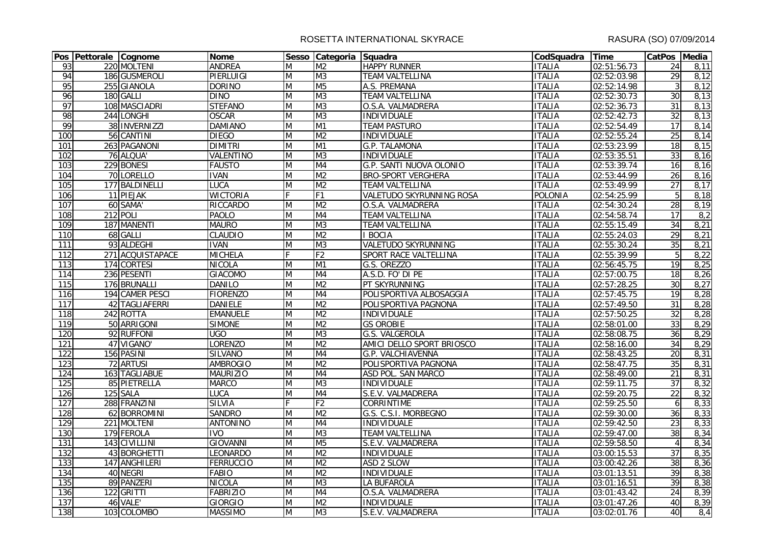ROSETTA INTERNATIONAL SKYRACE

RASURA (SO) 07/09/2014

| Pos | Pettorale | Cognome | Nome | Sesso | Categoria | Squadra | CodSquadra | Time | CatPos | Media |
|---|---|---|---|---|---|---|---|---|---|---|
| 93 | 220 | MOLTENI | ANDREA | M | M2 | HAPPY RUNNER | ITALIA | 02:51:56.73 | 24 | 8,11 |
| 94 | 186 | GUSMEROLI | PIERLUIGI | M | M3 | TEAM VALTELLINA | ITALIA | 02:52:03.98 | 29 | 8,12 |
| 95 | 255 | GIANOLA | DORINO | M | M5 | A.S. PREMANA | ITALIA | 02:52:14.98 | 3 | 8,12 |
| 96 | 180 | GALLI | DINO | M | M3 | TEAM VALTELLINA | ITALIA | 02:52:30.73 | 30 | 8,13 |
| 97 | 108 | MASCIADRI | STEFANO | M | M3 | O.S.A. VALMADRERA | ITALIA | 02:52:36.73 | 31 | 8,13 |
| 98 | 244 | LONGHI | OSCAR | M | M3 | INDIVIDUALE | ITALIA | 02:52:42.73 | 32 | 8,13 |
| 99 | 38 | INVERNIZZI | DAMIANO | M | M1 | TEAM PASTURO | ITALIA | 02:52:54.49 | 17 | 8,14 |
| 100 | 56 | CANTINI | DIEGO | M | M2 | INDIVIDUALE | ITALIA | 02:52:55.24 | 25 | 8,14 |
| 101 | 263 | PAGANONI | DIMITRI | M | M1 | G.P. TALAMONA | ITALIA | 02:53:23.99 | 18 | 8,15 |
| 102 | 76 | ALQUA' | VALENTINO | M | M3 | INDIVIDUALE | ITALIA | 02:53:35.51 | 33 | 8,16 |
| 103 | 229 | BONESI | FAUSTO | M | M4 | G.P. SANTI NUOVA OLONIO | ITALIA | 02:53:39.74 | 16 | 8,16 |
| 104 | 70 | LORELLO | IVAN | M | M2 | BRO-SPORT VERGHERA | ITALIA | 02:53:44.99 | 26 | 8,16 |
| 105 | 177 | BALDINELLI | LUCA | M | M2 | TEAM VALTELLINA | ITALIA | 02:53:49.99 | 27 | 8,17 |
| 106 | 11 | PIEJAK | WICTORIA | F | F1 | VALETUDO SKYRUNNING ROSA | POLONIA | 02:54:25.99 | 5 | 8,18 |
| 107 | 60 | SAMA' | RICCARDO | M | M2 | O.S.A. VALMADRERA | ITALIA | 02:54:30.24 | 28 | 8,19 |
| 108 | 212 | POLI | PAOLO | M | M4 | TEAM VALTELLINA | ITALIA | 02:54:58.74 | 17 | 8,2 |
| 109 | 187 | MANENTI | MAURO | M | M3 | TEAM VALTELLINA | ITALIA | 02:55:15.49 | 34 | 8,21 |
| 110 | 68 | GALLI | CLAUDIO | M | M2 | I BOCIA | ITALIA | 02:55:24.03 | 29 | 8,21 |
| 111 | 93 | ALDEGHI | IVAN | M | M3 | VALETUDO SKYRUNNING | ITALIA | 02:55:30.24 | 35 | 8,21 |
| 112 | 271 | ACQUISTAPACE | MICHELA | F | F2 | SPORT RACE VALTELLINA | ITALIA | 02:55:39.99 | 5 | 8,22 |
| 113 | 174 | CORTESI | NICOLA | M | M1 | G.S. OREZZO | ITALIA | 02:56:45.75 | 19 | 8,25 |
| 114 | 236 | PESENTI | GIACOMO | M | M4 | A.S.D. FO' DI PE | ITALIA | 02:57:00.75 | 18 | 8,26 |
| 115 | 176 | BRUNALLI | DANILO | M | M2 | PT SKYRUNNING | ITALIA | 02:57:28.25 | 30 | 8,27 |
| 116 | 194 | CAMER PESCI | FIORENZO | M | M4 | POLISPORTIVA ALBOSAGGIA | ITALIA | 02:57:45.75 | 19 | 8,28 |
| 117 | 42 | TAGLIAFERRI | DANIELE | M | M2 | POLISPORTIVA PAGNONA | ITALIA | 02:57:49.50 | 31 | 8,28 |
| 118 | 242 | ROTTA | EMANUELE | M | M2 | INDIVIDUALE | ITALIA | 02:57:50.25 | 32 | 8,28 |
| 119 | 50 | ARRIGONI | SIMONE | M | M2 | GS OROBIE | ITALIA | 02:58:01.00 | 33 | 8,29 |
| 120 | 92 | RUFFONI | UGO | M | M3 | G.S. VALGEROLA | ITALIA | 02:58:08.75 | 36 | 8,29 |
| 121 | 47 | VIGANO' | LORENZO | M | M2 | AMICI DELLO SPORT BRIOSCO | ITALIA | 02:58:16.00 | 34 | 8,29 |
| 122 | 156 | PASINI | SILVANO | M | M4 | G.P. VALCHIAVENNA | ITALIA | 02:58:43.25 | 20 | 8,31 |
| 123 | 72 | ARTUSI | AMBROGIO | M | M2 | POLISPORTIVA PAGNONA | ITALIA | 02:58:47.75 | 35 | 8,31 |
| 124 | 163 | TAGLIABUE | MAURIZIO | M | M4 | ASD POL. SAN MARCO | ITALIA | 02:58:49.00 | 21 | 8,31 |
| 125 | 85 | PIETRELLA | MARCO | M | M3 | INDIVIDUALE | ITALIA | 02:59:11.75 | 37 | 8,32 |
| 126 | 125 | SALA | LUCA | M | M4 | S.E.V. VALMADRERA | ITALIA | 02:59:20.75 | 22 | 8,32 |
| 127 | 288 | FRANZINI | SILVIA | F | F2 | CORRINTIME | ITALIA | 02:59:25.50 | 6 | 8,33 |
| 128 | 62 | BORROMINI | SANDRO | M | M2 | G.S. C.S.I. MORBEGNO | ITALIA | 02:59:30.00 | 36 | 8,33 |
| 129 | 221 | MOLTENI | ANTONINO | M | M4 | INDIVIDUALE | ITALIA | 02:59:42.50 | 23 | 8,33 |
| 130 | 179 | FEROLA | IVO | M | M3 | TEAM VALTELLINA | ITALIA | 02:59:47.00 | 38 | 8,34 |
| 131 | 143 | CIVILLINI | GIOVANNI | M | M5 | S.E.V. VALMADRERA | ITALIA | 02:59:58.50 | 4 | 8,34 |
| 132 | 43 | BORGHETTI | LEONARDO | M | M2 | INDIVIDUALE | ITALIA | 03:00:15.53 | 37 | 8,35 |
| 133 | 147 | ANGHILERI | FERRUCCIO | M | M2 | ASD 2 SLOW | ITALIA | 03:00:42.26 | 38 | 8,36 |
| 134 | 40 | NEGRI | FABIO | M | M2 | INDIVIDUALE | ITALIA | 03:01:13.51 | 39 | 8,38 |
| 135 | 89 | PANZERI | NICOLA | M | M3 | LA BUFAROLA | ITALIA | 03:01:16.51 | 39 | 8,38 |
| 136 | 122 | GRITTI | FABRIZIO | M | M4 | O.S.A. VALMADRERA | ITALIA | 03:01:43.42 | 24 | 8,39 |
| 137 | 46 | VALE' | GIORGIO | M | M2 | INDIVIDUALE | ITALIA | 03:01:47.26 | 40 | 8,39 |
| 138 | 103 | COLOMBO | MASSIMO | M | M3 | S.E.V. VALMADRERA | ITALIA | 03:02:01.76 | 40 | 8,4 |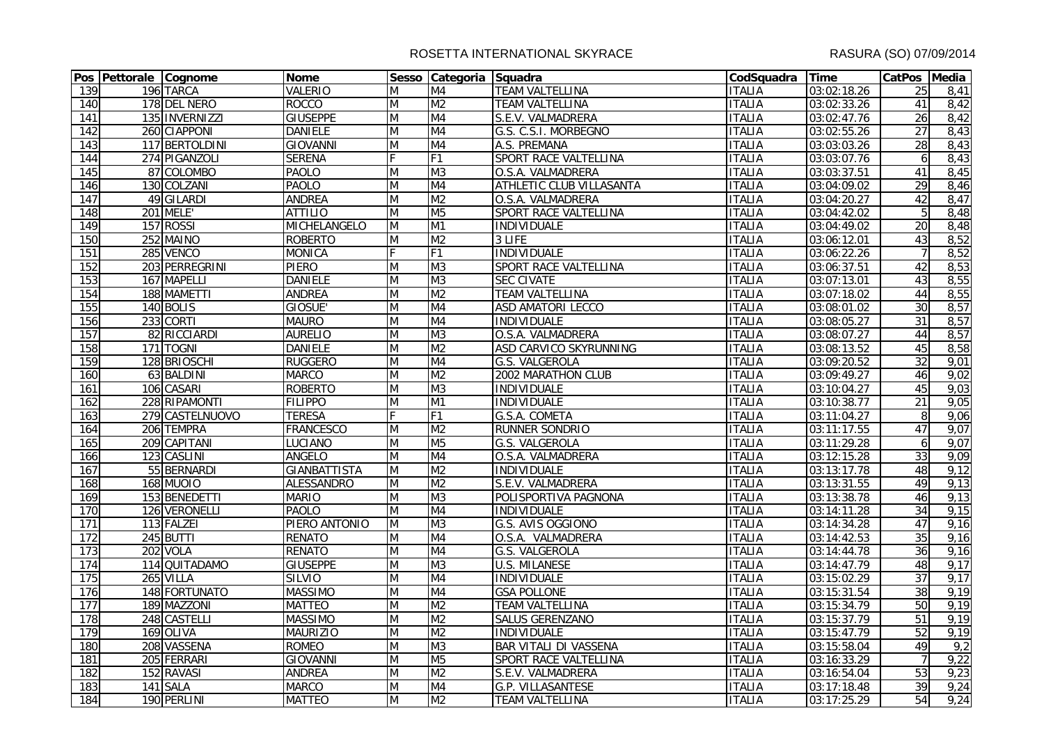ROSETTA INTERNATIONAL SKYRACE

RASURA (SO) 07/09/2014

| Pos | Pettorale | Cognome | Nome | Sesso | Categoria | Squadra | CodSquadra | Time | CatPos | Media |
|---|---|---|---|---|---|---|---|---|---|---|
| 139 | 196 | TARCA | VALERIO | M | M4 | TEAM VALTELLINA | ITALIA | 03:02:18.26 | 25 | 8,41 |
| 140 | 178 | DEL NERO | ROCCO | M | M2 | TEAM VALTELLINA | ITALIA | 03:02:33.26 | 41 | 8,42 |
| 141 | 135 | INVERNIZZI | GIUSEPPE | M | M4 | S.E.V. VALMADRERA | ITALIA | 03:02:47.76 | 26 | 8,42 |
| 142 | 260 | CIAPPONI | DANIELE | M | M4 | G.S. C.S.I. MORBEGNO | ITALIA | 03:02:55.26 | 27 | 8,43 |
| 143 | 117 | BERTOLDINI | GIOVANNI | M | M4 | A.S. PREMANA | ITALIA | 03:03:03.26 | 28 | 8,43 |
| 144 | 274 | PIGANZOLI | SERENA | F | F1 | SPORT RACE VALTELLINA | ITALIA | 03:03:07.76 | 6 | 8,43 |
| 145 | 87 | COLOMBO | PAOLO | M | M3 | O.S.A. VALMADRERA | ITALIA | 03:03:37.51 | 41 | 8,45 |
| 146 | 130 | COLZANI | PAOLO | M | M4 | ATHLETIC CLUB VILLASANTA | ITALIA | 03:04:09.02 | 29 | 8,46 |
| 147 | 49 | GILARDI | ANDREA | M | M2 | O.S.A. VALMADRERA | ITALIA | 03:04:20.27 | 42 | 8,47 |
| 148 | 201 | MELE' | ATTILIO | M | M5 | SPORT RACE VALTELLINA | ITALIA | 03:04:42.02 | 5 | 8,48 |
| 149 | 157 | ROSSI | MICHELANGELO | M | M1 | INDIVIDUALE | ITALIA | 03:04:49.02 | 20 | 8,48 |
| 150 | 252 | MAINO | ROBERTO | M | M2 | 3 LIFE | ITALIA | 03:06:12.01 | 43 | 8,52 |
| 151 | 285 | VENCO | MONICA | F | F1 | INDIVIDUALE | ITALIA | 03:06:22.26 | 7 | 8,52 |
| 152 | 203 | PERREGRINI | PIERO | M | M3 | SPORT RACE VALTELLINA | ITALIA | 03:06:37.51 | 42 | 8,53 |
| 153 | 167 | MAPELLI | DANIELE | M | M3 | SEC CIVATE | ITALIA | 03:07:13.01 | 43 | 8,55 |
| 154 | 188 | MAMETTI | ANDREA | M | M2 | TEAM VALTELLINA | ITALIA | 03:07:18.02 | 44 | 8,55 |
| 155 | 140 | BOLIS | GIOSUE' | M | M4 | ASD AMATORI LECCO | ITALIA | 03:08:01.02 | 30 | 8,57 |
| 156 | 233 | CORTI | MAURO | M | M4 | INDIVIDUALE | ITALIA | 03:08:05.27 | 31 | 8,57 |
| 157 | 82 | RICCIARDI | AURELIO | M | M3 | O.S.A. VALMADRERA | ITALIA | 03:08:07.27 | 44 | 8,57 |
| 158 | 171 | TOGNI | DANIELE | M | M2 | ASD CARVICO SKYRUNNING | ITALIA | 03:08:13.52 | 45 | 8,58 |
| 159 | 128 | BRIOSCHI | RUGGERO | M | M4 | G.S. VALGEROLA | ITALIA | 03:09:20.52 | 32 | 9,01 |
| 160 | 63 | BALDINI | MARCO | M | M2 | 2002 MARATHON CLUB | ITALIA | 03:09:49.27 | 46 | 9,02 |
| 161 | 106 | CASARI | ROBERTO | M | M3 | INDIVIDUALE | ITALIA | 03:10:04.27 | 45 | 9,03 |
| 162 | 228 | RIPAMONTI | FILIPPO | M | M1 | INDIVIDUALE | ITALIA | 03:10:38.77 | 21 | 9,05 |
| 163 | 279 | CASTELNUOVO | TERESA | F | F1 | G.S.A. COMETA | ITALIA | 03:11:04.27 | 8 | 9,06 |
| 164 | 206 | TEMPRA | FRANCESCO | M | M2 | RUNNER SONDRIO | ITALIA | 03:11:17.55 | 47 | 9,07 |
| 165 | 209 | CAPITANI | LUCIANO | M | M5 | G.S. VALGEROLA | ITALIA | 03:11:29.28 | 6 | 9,07 |
| 166 | 123 | CASLINI | ANGELO | M | M4 | O.S.A. VALMADRERA | ITALIA | 03:12:15.28 | 33 | 9,09 |
| 167 | 55 | BERNARDI | GIANBATTISTA | M | M2 | INDIVIDUALE | ITALIA | 03:13:17.78 | 48 | 9,12 |
| 168 | 168 | MUOIO | ALESSANDRO | M | M2 | S.E.V. VALMADRERA | ITALIA | 03:13:31.55 | 49 | 9,13 |
| 169 | 153 | BENEDETTI | MARIO | M | M3 | POLISPORTIVA PAGNONA | ITALIA | 03:13:38.78 | 46 | 9,13 |
| 170 | 126 | VERONELLI | PAOLO | M | M4 | INDIVIDUALE | ITALIA | 03:14:11.28 | 34 | 9,15 |
| 171 | 113 | FALZEI | PIERO ANTONIO | M | M3 | G.S. AVIS OGGIONO | ITALIA | 03:14:34.28 | 47 | 9,16 |
| 172 | 245 | BUTTI | RENATO | M | M4 | O.S.A. VALMADRERA | ITALIA | 03:14:42.53 | 35 | 9,16 |
| 173 | 202 | VOLA | RENATO | M | M4 | G.S. VALGEROLA | ITALIA | 03:14:44.78 | 36 | 9,16 |
| 174 | 114 | QUITADAMO | GIUSEPPE | M | M3 | U.S. MILANESE | ITALIA | 03:14:47.79 | 48 | 9,17 |
| 175 | 265 | VILLA | SILVIO | M | M4 | INDIVIDUALE | ITALIA | 03:15:02.29 | 37 | 9,17 |
| 176 | 148 | FORTUNATO | MASSIMO | M | M4 | GSA POLLONE | ITALIA | 03:15:31.54 | 38 | 9,19 |
| 177 | 189 | MAZZONI | MATTEO | M | M2 | TEAM VALTELLINA | ITALIA | 03:15:34.79 | 50 | 9,19 |
| 178 | 248 | CASTELLI | MASSIMO | M | M2 | SALUS GERENZANO | ITALIA | 03:15:37.79 | 51 | 9,19 |
| 179 | 169 | OLIVA | MAURIZIO | M | M2 | INDIVIDUALE | ITALIA | 03:15:47.79 | 52 | 9,19 |
| 180 | 208 | VASSENA | ROMEO | M | M3 | BAR VITALI DI VASSENA | ITALIA | 03:15:58.04 | 49 | 9,2 |
| 181 | 205 | FERRARI | GIOVANNI | M | M5 | SPORT RACE VALTELLINA | ITALIA | 03:16:33.29 | 7 | 9,22 |
| 182 | 152 | RAVASI | ANDREA | M | M2 | S.E.V. VALMADRERA | ITALIA | 03:16:54.04 | 53 | 9,23 |
| 183 | 141 | SALA | MARCO | M | M4 | G.P. VILLASANTESE | ITALIA | 03:17:18.48 | 39 | 9,24 |
| 184 | 190 | PERLINI | MATTEO | M | M2 | TEAM VALTELLINA | ITALIA | 03:17:25.29 | 54 | 9,24 |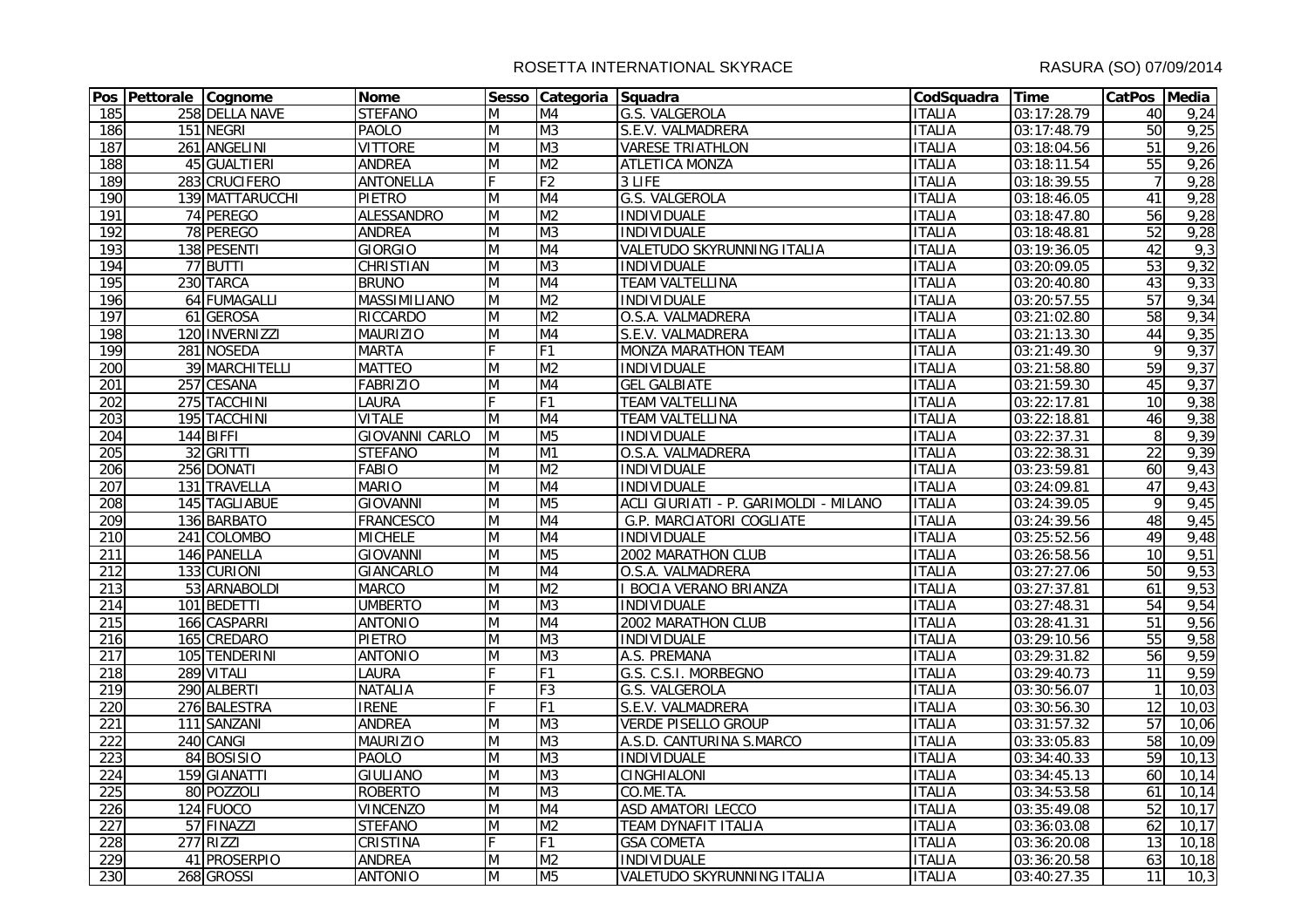ROSETTA INTERNATIONAL SKYRACE

RASURA (SO) 07/09/2014

| Pos | Pettorale | Cognome | Nome | Sesso | Categoria | Squadra | CodSquadra | Time | CatPos | Media |
|---|---|---|---|---|---|---|---|---|---|---|
| 185 | 258 | DELLA NAVE | STEFANO | M | M4 | G.S. VALGEROLA | ITALIA | 03:17:28.79 | 40 | 9,24 |
| 186 | 151 | NEGRI | PAOLO | M | M3 | S.E.V. VALMADRERA | ITALIA | 03:17:48.79 | 50 | 9,25 |
| 187 | 261 | ANGELINI | VITTORE | M | M3 | VARESE TRIATHLON | ITALIA | 03:18:04.56 | 51 | 9,26 |
| 188 | 45 | GUALTIERI | ANDREA | M | M2 | ATLETICA MONZA | ITALIA | 03:18:11.54 | 55 | 9,26 |
| 189 | 283 | CRUCIFERO | ANTONELLA | F | F2 | 3 LIFE | ITALIA | 03:18:39.55 | 7 | 9,28 |
| 190 | 139 | MATTARUCCHI | PIETRO | M | M4 | G.S. VALGEROLA | ITALIA | 03:18:46.05 | 41 | 9,28 |
| 191 | 74 | PEREGO | ALESSANDRO | M | M2 | INDIVIDUALE | ITALIA | 03:18:47.80 | 56 | 9,28 |
| 192 | 78 | PEREGO | ANDREA | M | M3 | INDIVIDUALE | ITALIA | 03:18:48.81 | 52 | 9,28 |
| 193 | 138 | PESENTI | GIORGIO | M | M4 | VALETUDO SKYRUNNING ITALIA | ITALIA | 03:19:36.05 | 42 | 9,3 |
| 194 | 77 | BUTTI | CHRISTIAN | M | M3 | INDIVIDUALE | ITALIA | 03:20:09.05 | 53 | 9,32 |
| 195 | 230 | TARCA | BRUNO | M | M4 | TEAM VALTELLINA | ITALIA | 03:20:40.80 | 43 | 9,33 |
| 196 | 64 | FUMAGALLI | MASSIMILIANO | M | M2 | INDIVIDUALE | ITALIA | 03:20:57.55 | 57 | 9,34 |
| 197 | 61 | GEROSA | RICCARDO | M | M2 | O.S.A. VALMADRERA | ITALIA | 03:21:02.80 | 58 | 9,34 |
| 198 | 120 | INVERNIZZI | MAURIZIO | M | M4 | S.E.V. VALMADRERA | ITALIA | 03:21:13.30 | 44 | 9,35 |
| 199 | 281 | NOSEDA | MARTA | F | F1 | MONZA MARATHON TEAM | ITALIA | 03:21:49.30 | 9 | 9,37 |
| 200 | 39 | MARCHITELLI | MATTEO | M | M2 | INDIVIDUALE | ITALIA | 03:21:58.80 | 59 | 9,37 |
| 201 | 257 | CESANA | FABRIZIO | M | M4 | GEL GALBIATE | ITALIA | 03:21:59.30 | 45 | 9,37 |
| 202 | 275 | TACCHINI | LAURA | F | F1 | TEAM VALTELLINA | ITALIA | 03:22:17.81 | 10 | 9,38 |
| 203 | 195 | TACCHINI | VITALE | M | M4 | TEAM VALTELLINA | ITALIA | 03:22:18.81 | 46 | 9,38 |
| 204 | 144 | BIFFI | GIOVANNI CARLO | M | M5 | INDIVIDUALE | ITALIA | 03:22:37.31 | 8 | 9,39 |
| 205 | 32 | GRITTI | STEFANO | M | M1 | O.S.A. VALMADRERA | ITALIA | 03:22:38.31 | 22 | 9,39 |
| 206 | 256 | DONATI | FABIO | M | M2 | INDIVIDUALE | ITALIA | 03:23:59.81 | 60 | 9,43 |
| 207 | 131 | TRAVELLA | MARIO | M | M4 | INDIVIDUALE | ITALIA | 03:24:09.81 | 47 | 9,43 |
| 208 | 145 | TAGLIABUE | GIOVANNI | M | M5 | ACLI GIURIATI - P. GARIMOLDI - MILANO | ITALIA | 03:24:39.05 | 9 | 9,45 |
| 209 | 136 | BARBATO | FRANCESCO | M | M4 | G.P. MARCIATORI COGLIATE | ITALIA | 03:24:39.56 | 48 | 9,45 |
| 210 | 241 | COLOMBO | MICHELE | M | M4 | INDIVIDUALE | ITALIA | 03:25:52.56 | 49 | 9,48 |
| 211 | 146 | PANELLA | GIOVANNI | M | M5 | 2002 MARATHON CLUB | ITALIA | 03:26:58.56 | 10 | 9,51 |
| 212 | 133 | CURIONI | GIANCARLO | M | M4 | O.S.A. VALMADRERA | ITALIA | 03:27:27.06 | 50 | 9,53 |
| 213 | 53 | ARNABOLDI | MARCO | M | M2 | I BOCIA VERANO BRIANZA | ITALIA | 03:27:37.81 | 61 | 9,53 |
| 214 | 101 | BEDETTI | UMBERTO | M | M3 | INDIVIDUALE | ITALIA | 03:27:48.31 | 54 | 9,54 |
| 215 | 166 | CASPARRI | ANTONIO | M | M4 | 2002 MARATHON CLUB | ITALIA | 03:28:41.31 | 51 | 9,56 |
| 216 | 165 | CREDARO | PIETRO | M | M3 | INDIVIDUALE | ITALIA | 03:29:10.56 | 55 | 9,58 |
| 217 | 105 | TENDERINI | ANTONIO | M | M3 | A.S. PREMANA | ITALIA | 03:29:31.82 | 56 | 9,59 |
| 218 | 289 | VITALI | LAURA | F | F1 | G.S. C.S.I. MORBEGNO | ITALIA | 03:29:40.73 | 11 | 9,59 |
| 219 | 290 | ALBERTI | NATALIA | F | F3 | G.S. VALGEROLA | ITALIA | 03:30:56.07 | 1 | 10,03 |
| 220 | 276 | BALESTRA | IRENE | F | F1 | S.E.V. VALMADRERA | ITALIA | 03:30:56.30 | 12 | 10,03 |
| 221 | 111 | SANZANI | ANDREA | M | M3 | VERDE PISELLO GROUP | ITALIA | 03:31:57.32 | 57 | 10,06 |
| 222 | 240 | CANGI | MAURIZIO | M | M3 | A.S.D. CANTURINA S.MARCO | ITALIA | 03:33:05.83 | 58 | 10,09 |
| 223 | 84 | BOSISIO | PAOLO | M | M3 | INDIVIDUALE | ITALIA | 03:34:40.33 | 59 | 10,13 |
| 224 | 159 | GIANATTI | GIULIANO | M | M3 | CINGHIALONI | ITALIA | 03:34:45.13 | 60 | 10,14 |
| 225 | 80 | POZZOLI | ROBERTO | M | M3 | CO.ME.TA. | ITALIA | 03:34:53.58 | 61 | 10,14 |
| 226 | 124 | FUOCO | VINCENZO | M | M4 | ASD AMATORI LECCO | ITALIA | 03:35:49.08 | 52 | 10,17 |
| 227 | 57 | FINAZZI | STEFANO | M | M2 | TEAM DYNAFIT ITALIA | ITALIA | 03:36:03.08 | 62 | 10,17 |
| 228 | 277 | RIZZI | CRISTINA | F | F1 | GSA COMETA | ITALIA | 03:36:20.08 | 13 | 10,18 |
| 229 | 41 | PROSERPIO | ANDREA | M | M2 | INDIVIDUALE | ITALIA | 03:36:20.58 | 63 | 10,18 |
| 230 | 268 | GROSSI | ANTONIO | M | M5 | VALETUDO SKYRUNNING ITALIA | ITALIA | 03:40:27.35 | 11 | 10,3 |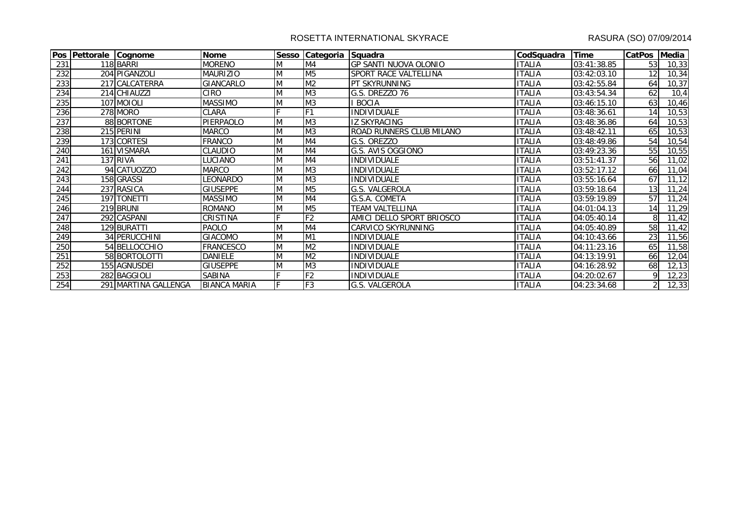| Pos | Pettorale | Cognome | Nome | Sesso | Categoria | Squadra | CodSquadra | Time | CatPos | Media |
|---|---|---|---|---|---|---|---|---|---|---|
| 231 | 118 | BARRI | MORENO | M | M4 | GP SANTI NUOVA OLONIO | ITALIA | 03:41:38.85 | 53 | 10,33 |
| 232 | 204 | PIGANZOLI | MAURIZIO | M | M5 | SPORT RACE VALTELLINA | ITALIA | 03:42:03.10 | 12 | 10,34 |
| 233 | 217 | CALCATERRA | GIANCARLO | M | M2 | PT SKYRUNNING | ITALIA | 03:42:55.84 | 64 | 10,37 |
| 234 | 214 | CHIAUZZI | CIRO | M | M3 | G.S. DREZZO 76 | ITALIA | 03:43:54.34 | 62 | 10,4 |
| 235 | 107 | MOIOLI | MASSIMO | M | M3 | I BOCIA | ITALIA | 03:46:15.10 | 63 | 10,46 |
| 236 | 278 | MORO | CLARA | F | F1 | INDIVIDUALE | ITALIA | 03:48:36.61 | 14 | 10,53 |
| 237 | 88 | BORTONE | PIERPAOLO | M | M3 | IZ SKYRACING | ITALIA | 03:48:36.86 | 64 | 10,53 |
| 238 | 215 | PERINI | MARCO | M | M3 | ROAD RUNNERS CLUB MILANO | ITALIA | 03:48:42.11 | 65 | 10,53 |
| 239 | 173 | CORTESI | FRANCO | M | M4 | G.S. OREZZO | ITALIA | 03:48:49.86 | 54 | 10,54 |
| 240 | 161 | VISMARA | CLAUDIO | M | M4 | G.S. AVIS OGGIONO | ITALIA | 03:49:23.36 | 55 | 10,55 |
| 241 | 137 | RIVA | LUCIANO | M | M4 | INDIVIDUALE | ITALIA | 03:51:41.37 | 56 | 11,02 |
| 242 | 94 | CATUOZZO | MARCO | M | M3 | INDIVIDUALE | ITALIA | 03:52:17.12 | 66 | 11,04 |
| 243 | 158 | GRASSI | LEONARDO | M | M3 | INDIVIDUALE | ITALIA | 03:55:16.64 | 67 | 11,12 |
| 244 | 237 | RASICA | GIUSEPPE | M | M5 | G.S. VALGEROLA | ITALIA | 03:59:18.64 | 13 | 11,24 |
| 245 | 197 | TONETTI | MASSIMO | M | M4 | G.S.A. COMETA | ITALIA | 03:59:19.89 | 57 | 11,24 |
| 246 | 219 | BRUNI | ROMANO | M | M5 | TEAM VALTELLINA | ITALIA | 04:01:04.13 | 14 | 11,29 |
| 247 | 292 | CASPANI | CRISTINA | F | F2 | AMICI DELLO SPORT BRIOSCO | ITALIA | 04:05:40.14 | 8 | 11,42 |
| 248 | 129 | BURATTI | PAOLO | M | M4 | CARVICO SKYRUNNING | ITALIA | 04:05:40.89 | 58 | 11,42 |
| 249 | 34 | PERUCCHINI | GIACOMO | M | M1 | INDIVIDUALE | ITALIA | 04:10:43.66 | 23 | 11,56 |
| 250 | 54 | BELLOCCHIO | FRANCESCO | M | M2 | INDIVIDUALE | ITALIA | 04:11:23.16 | 65 | 11,58 |
| 251 | 58 | BORTOLOTTI | DANIELE | M | M2 | INDIVIDUALE | ITALIA | 04:13:19.91 | 66 | 12,04 |
| 252 | 155 | AGNUSDEI | GIUSEPPE | M | M3 | INDIVIDUALE | ITALIA | 04:16:28.92 | 68 | 12,13 |
| 253 | 282 | BAGGIOLI | SABINA | F | F2 | INDIVIDUALE | ITALIA | 04:20:02.67 | 9 | 12,23 |
| 254 | 291 | MARTINA GALLENGA | BIANCA MARIA | F | F3 | G.S. VALGEROLA | ITALIA | 04:23:34.68 | 2 | 12,33 |